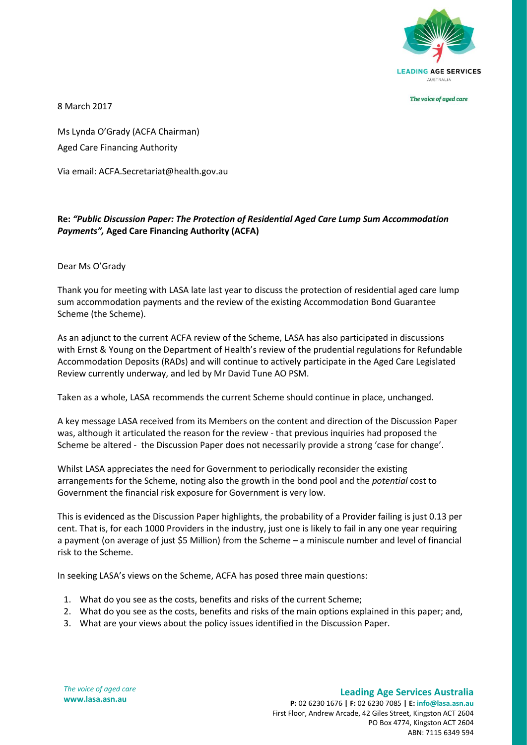8 March 2017

Ms Lynda O'Grady (ACFA Chairman)
Aged Care Financing Authority

Via email: ACFA.Secretariat@health.gov.au

**Re:** ***"Public Discussion Paper: The Protection of Residential Aged Care Lump Sum Accommodation Payments",*** **Aged Care Financing Authority (ACFA)**

Dear Ms O'Grady

Thank you for meeting with LASA late last year to discuss the protection of residential aged care lump sum accommodation payments and the review of the existing Accommodation Bond Guarantee Scheme (the Scheme).

As an adjunct to the current ACFA review of the Scheme, LASA has also participated in discussions with Ernst & Young on the Department of Health's review of the prudential regulations for Refundable Accommodation Deposits (RADs) and will continue to actively participate in the Aged Care Legislated Review currently underway, and led by Mr David Tune AO PSM.

Taken as a whole, LASA recommends the current Scheme should continue in place, unchanged.

A key message LASA received from its Members on the content and direction of the Discussion Paper was, although it articulated the reason for the review - that previous inquiries had proposed the Scheme be altered - the Discussion Paper does not necessarily provide a strong 'case for change'.

Whilst LASA appreciates the need for Government to periodically reconsider the existing arrangements for the Scheme, noting also the growth in the bond pool and the *potential* cost to Government the financial risk exposure for Government is very low.

This is evidenced as the Discussion Paper highlights, the probability of a Provider failing is just 0.13 per cent. That is, for each 1000 Providers in the industry, just one is likely to fail in any one year requiring a payment (on average of just $5 Million) from the Scheme – a miniscule number and level of financial risk to the Scheme.

In seeking LASA's views on the Scheme, ACFA has posed three main questions:

1. What do you see as the costs, benefits and risks of the current Scheme;
2. What do you see as the costs, benefits and risks of the main options explained in this paper; and,
3. What are your views about the policy issues identified in the Discussion Paper.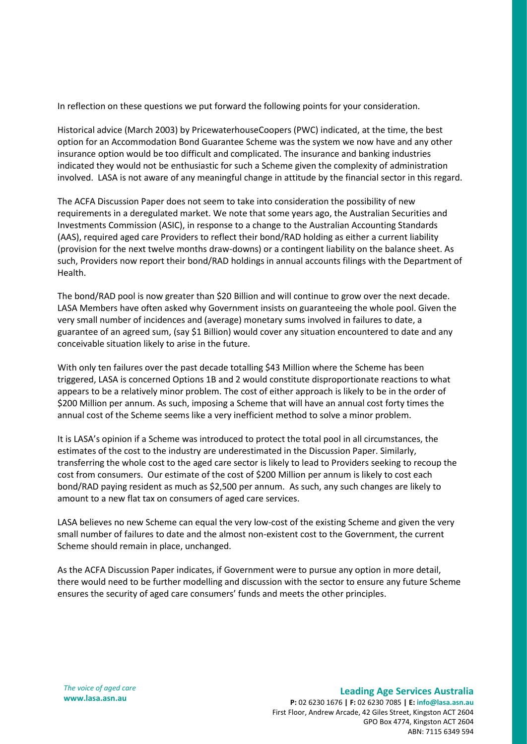In reflection on these questions we put forward the following points for your consideration.

Historical advice (March 2003) by PricewaterhouseCoopers (PWC) indicated, at the time, the best option for an Accommodation Bond Guarantee Scheme was the system we now have and any other insurance option would be too difficult and complicated. The insurance and banking industries indicated they would not be enthusiastic for such a Scheme given the complexity of administration involved. LASA is not aware of any meaningful change in attitude by the financial sector in this regard.

The ACFA Discussion Paper does not seem to take into consideration the possibility of new requirements in a deregulated market. We note that some years ago, the Australian Securities and Investments Commission (ASIC), in response to a change to the Australian Accounting Standards (AAS), required aged care Providers to reflect their bond/RAD holding as either a current liability (provision for the next twelve months draw-downs) or a contingent liability on the balance sheet. As such, Providers now report their bond/RAD holdings in annual accounts filings with the Department of Health.

The bond/RAD pool is now greater than $20 Billion and will continue to grow over the next decade. LASA Members have often asked why Government insists on guaranteeing the whole pool. Given the very small number of incidences and (average) monetary sums involved in failures to date, a guarantee of an agreed sum, (say $1 Billion) would cover any situation encountered to date and any conceivable situation likely to arise in the future.

With only ten failures over the past decade totalling $43 Million where the Scheme has been triggered, LASA is concerned Options 1B and 2 would constitute disproportionate reactions to what appears to be a relatively minor problem. The cost of either approach is likely to be in the order of $200 Million per annum. As such, imposing a Scheme that will have an annual cost forty times the annual cost of the Scheme seems like a very inefficient method to solve a minor problem.

It is LASA's opinion if a Scheme was introduced to protect the total pool in all circumstances, the estimates of the cost to the industry are underestimated in the Discussion Paper. Similarly, transferring the whole cost to the aged care sector is likely to lead to Providers seeking to recoup the cost from consumers. Our estimate of the cost of $200 Million per annum is likely to cost each bond/RAD paying resident as much as $2,500 per annum. As such, any such changes are likely to amount to a new flat tax on consumers of aged care services.

LASA believes no new Scheme can equal the very low-cost of the existing Scheme and given the very small number of failures to date and the almost non-existent cost to the Government, the current Scheme should remain in place, unchanged.

As the ACFA Discussion Paper indicates, if Government were to pursue any option in more detail, there would need to be further modelling and discussion with the sector to ensure any future Scheme ensures the security of aged care consumers' funds and meets the other principles.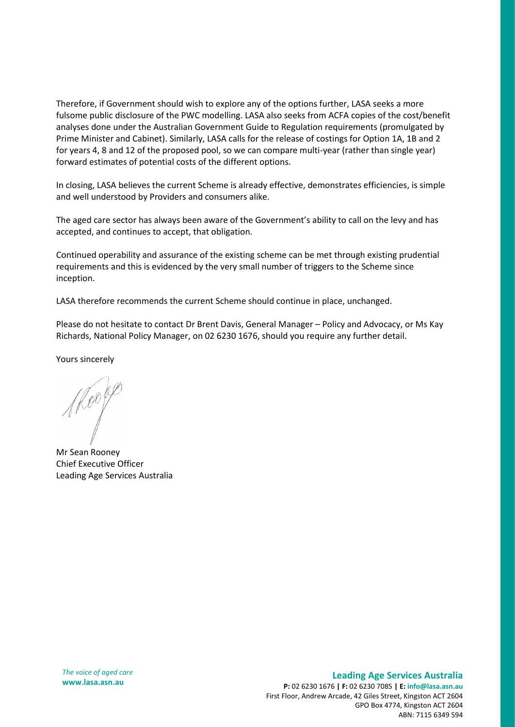Therefore, if Government should wish to explore any of the options further, LASA seeks a more fulsome public disclosure of the PWC modelling. LASA also seeks from ACFA copies of the cost/benefit analyses done under the Australian Government Guide to Regulation requirements (promulgated by Prime Minister and Cabinet). Similarly, LASA calls for the release of costings for Option 1A, 1B and 2 for years 4, 8 and 12 of the proposed pool, so we can compare multi-year (rather than single year) forward estimates of potential costs of the different options.

In closing, LASA believes the current Scheme is already effective, demonstrates efficiencies, is simple and well understood by Providers and consumers alike.

The aged care sector has always been aware of the Government's ability to call on the levy and has accepted, and continues to accept, that obligation.

Continued operability and assurance of the existing scheme can be met through existing prudential requirements and this is evidenced by the very small number of triggers to the Scheme since inception.

LASA therefore recommends the current Scheme should continue in place, unchanged.

Please do not hesitate to contact Dr Brent Davis, General Manager – Policy and Advocacy, or Ms Kay Richards, National Policy Manager, on 02 6230 1676, should you require any further detail.

Yours sincerely

Mr Sean Rooney
Chief Executive Officer
Leading Age Services Australia

*The voice of aged care*
**www.lasa.asn.au**

**Leading Age Services Australia**
**P:** 02 6230 1676 | **F:** 02 6230 7085 | **E:** info@lasa.asn.au
First Floor, Andrew Arcade, 42 Giles Street, Kingston ACT 2604
GPO Box 4774, Kingston ACT 2604
ABN: 7115 6349 594